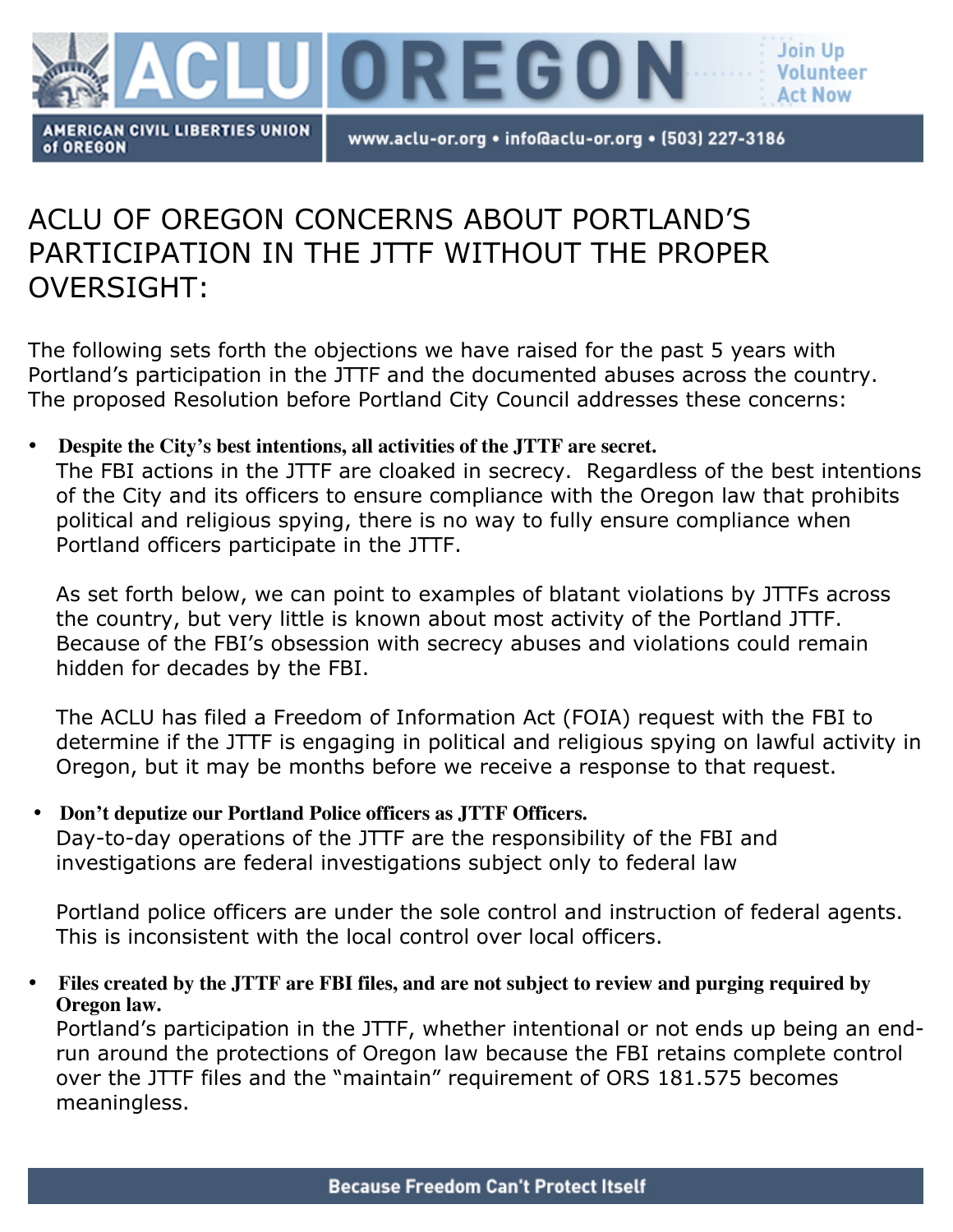# ACLU OF OREGON CONCERNS ABOUT PORTLAND'S PARTICIPATION IN THE JTTF WITHOUT THE PROPER OVERSIGHT:

The following sets forth the objections we have raised for the past 5 years with Portland's participation in the JTTF and the documented abuses across the country. The proposed Resolution before Portland City Council addresses these concerns:

- **Despite the City's best intentions, all activities of the JTTF are secret.**
  The FBI actions in the JTTF are cloaked in secrecy. Regardless of the best intentions of the City and its officers to ensure compliance with the Oregon law that prohibits political and religious spying, there is no way to fully ensure compliance when Portland officers participate in the JTTF.

  As set forth below, we can point to examples of blatant violations by JTTFs across the country, but very little is known about most activity of the Portland JTTF. Because of the FBI's obsession with secrecy abuses and violations could remain hidden for decades by the FBI.

  The ACLU has filed a Freedom of Information Act (FOIA) request with the FBI to determine if the JTTF is engaging in political and religious spying on lawful activity in Oregon, but it may be months before we receive a response to that request.

- **Don't deputize our Portland Police officers as JTTF Officers.**
  Day-to-day operations of the JTTF are the responsibility of the FBI and investigations are federal investigations subject only to federal law

  Portland police officers are under the sole control and instruction of federal agents. This is inconsistent with the local control over local officers.

- **Files created by the JTTF are FBI files, and are not subject to review and purging required by Oregon law.**
  Portland's participation in the JTTF, whether intentional or not ends up being an end-run around the protections of Oregon law because the FBI retains complete control over the JTTF files and the "maintain" requirement of ORS 181.575 becomes meaningless.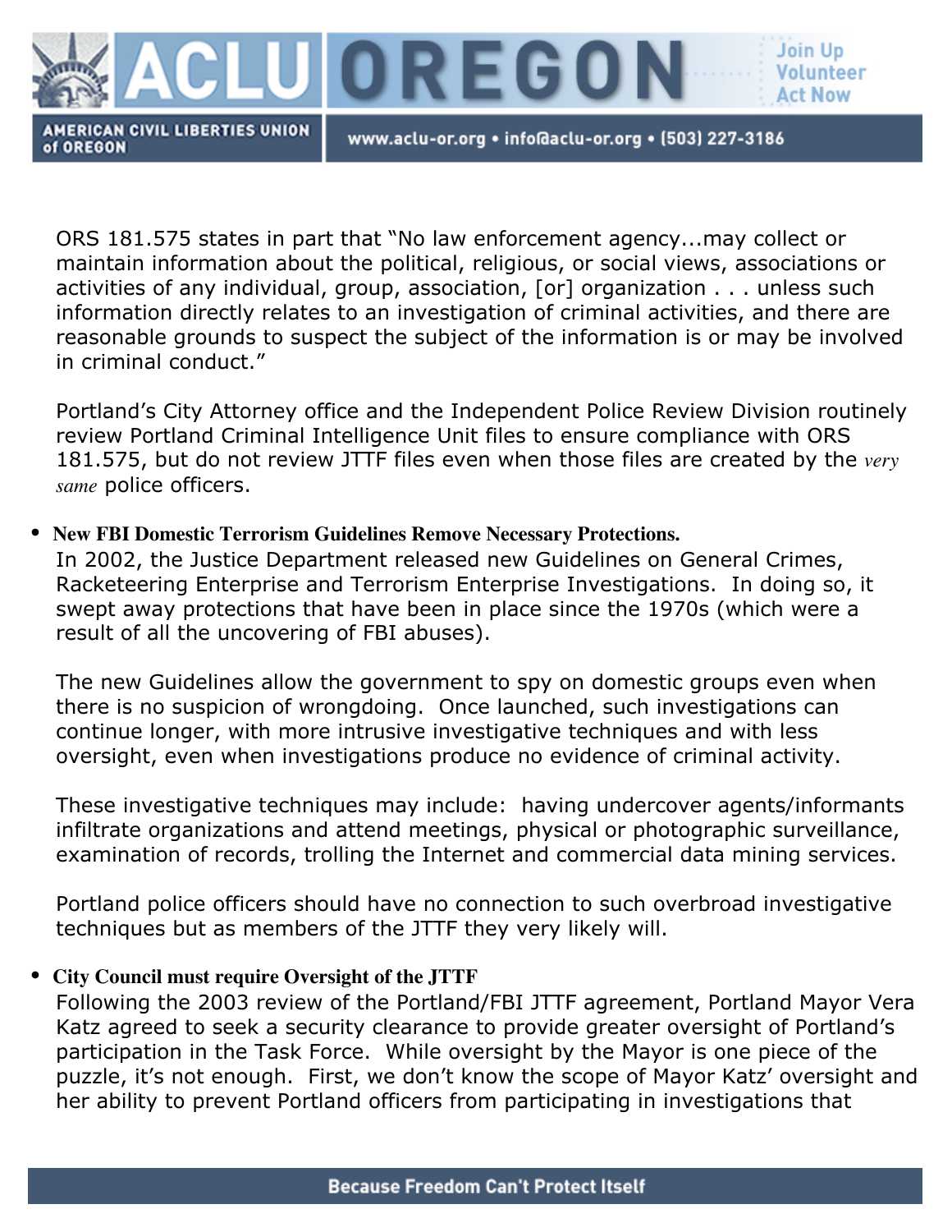ORS 181.575 states in part that "No law enforcement agency...may collect or maintain information about the political, religious, or social views, associations or activities of any individual, group, association, [or] organization . . . unless such information directly relates to an investigation of criminal activities, and there are reasonable grounds to suspect the subject of the information is or may be involved in criminal conduct."

Portland's City Attorney office and the Independent Police Review Division routinely review Portland Criminal Intelligence Unit files to ensure compliance with ORS 181.575, but do not review JTTF files even when those files are created by the *very same* police officers.

- **New FBI Domestic Terrorism Guidelines Remove Necessary Protections.**
  In 2002, the Justice Department released new Guidelines on General Crimes, Racketeering Enterprise and Terrorism Enterprise Investigations. In doing so, it swept away protections that have been in place since the 1970s (which were a result of all the uncovering of FBI abuses).

  The new Guidelines allow the government to spy on domestic groups even when there is no suspicion of wrongdoing. Once launched, such investigations can continue longer, with more intrusive investigative techniques and with less oversight, even when investigations produce no evidence of criminal activity.

  These investigative techniques may include: having undercover agents/informants infiltrate organizations and attend meetings, physical or photographic surveillance, examination of records, trolling the Internet and commercial data mining services.

  Portland police officers should have no connection to such overbroad investigative techniques but as members of the JTTF they very likely will.

- **City Council must require Oversight of the JTTF**
  Following the 2003 review of the Portland/FBI JTTF agreement, Portland Mayor Vera Katz agreed to seek a security clearance to provide greater oversight of Portland's participation in the Task Force. While oversight by the Mayor is one piece of the puzzle, it's not enough. First, we don't know the scope of Mayor Katz' oversight and her ability to prevent Portland officers from participating in investigations that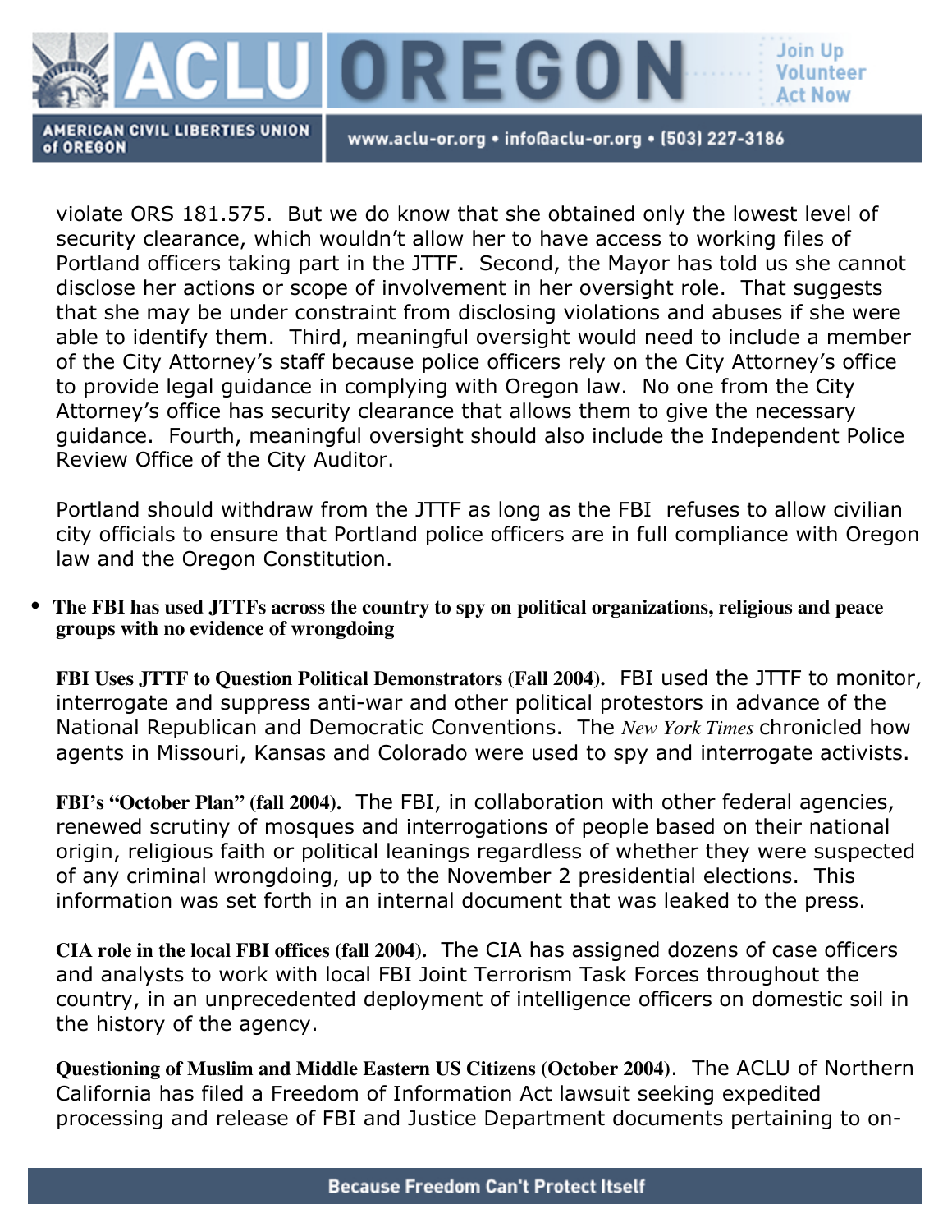violate ORS 181.575. But we do know that she obtained only the lowest level of security clearance, which wouldn't allow her to have access to working files of Portland officers taking part in the JTTF. Second, the Mayor has told us she cannot disclose her actions or scope of involvement in her oversight role. That suggests that she may be under constraint from disclosing violations and abuses if she were able to identify them. Third, meaningful oversight would need to include a member of the City Attorney's staff because police officers rely on the City Attorney's office to provide legal guidance in complying with Oregon law. No one from the City Attorney's office has security clearance that allows them to give the necessary guidance. Fourth, meaningful oversight should also include the Independent Police Review Office of the City Auditor.

Portland should withdraw from the JTTF as long as the FBI refuses to allow civilian city officials to ensure that Portland police officers are in full compliance with Oregon law and the Oregon Constitution.

- **The FBI has used JTTFs across the country to spy on political organizations, religious and peace groups with no evidence of wrongdoing**

**FBI Uses JTTF to Question Political Demonstrators (Fall 2004).** FBI used the JTTF to monitor, interrogate and suppress anti-war and other political protestors in advance of the National Republican and Democratic Conventions. The *New York Times* chronicled how agents in Missouri, Kansas and Colorado were used to spy and interrogate activists.

**FBI's "October Plan" (fall 2004).** The FBI, in collaboration with other federal agencies, renewed scrutiny of mosques and interrogations of people based on their national origin, religious faith or political leanings regardless of whether they were suspected of any criminal wrongdoing, up to the November 2 presidential elections. This information was set forth in an internal document that was leaked to the press.

**CIA role in the local FBI offices (fall 2004).** The CIA has assigned dozens of case officers and analysts to work with local FBI Joint Terrorism Task Forces throughout the country, in an unprecedented deployment of intelligence officers on domestic soil in the history of the agency.

**Questioning of Muslim and Middle Eastern US Citizens (October 2004)**. The ACLU of Northern California has filed a Freedom of Information Act lawsuit seeking expedited processing and release of FBI and Justice Department documents pertaining to on-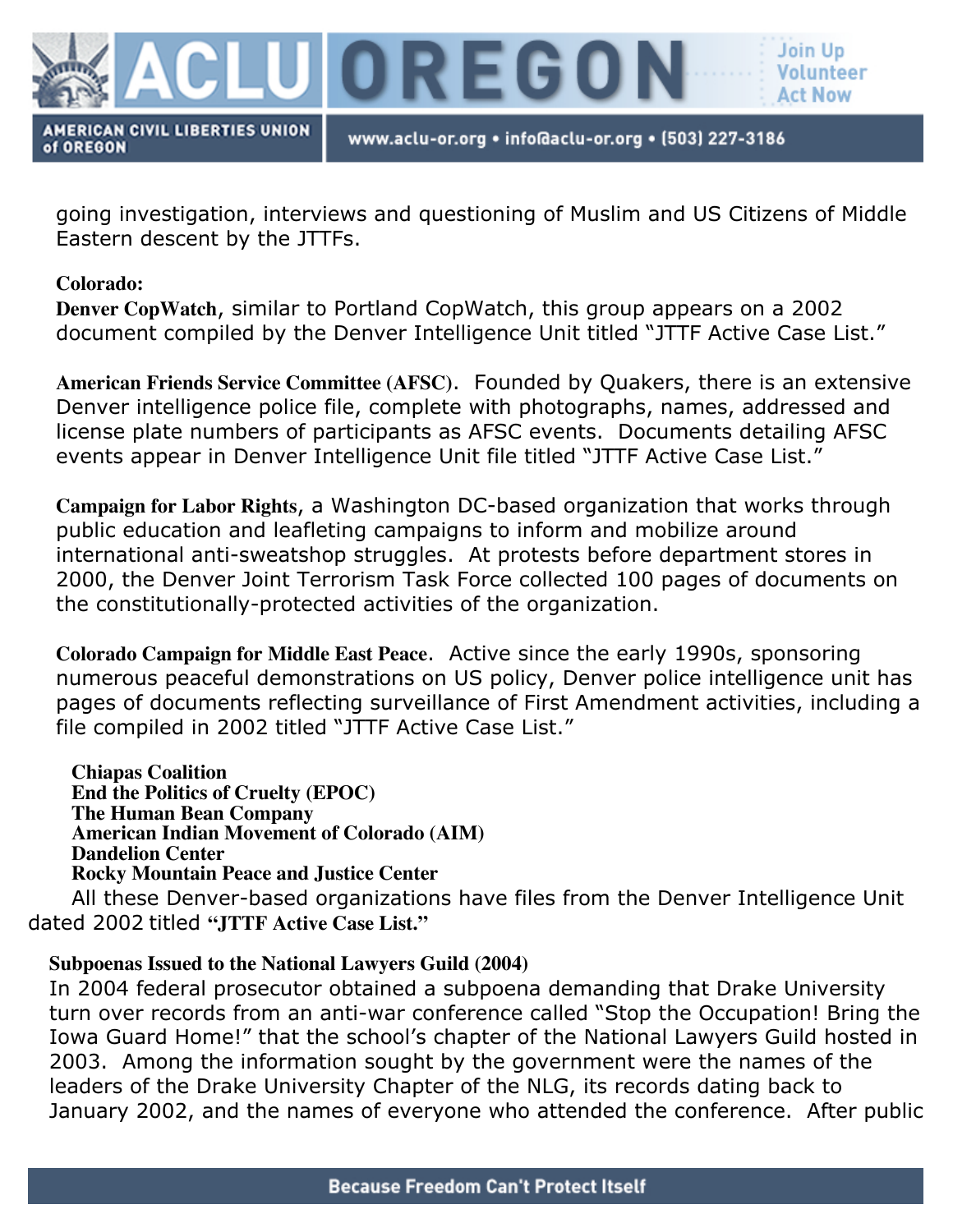going investigation, interviews and questioning of Muslim and US Citizens of Middle Eastern descent by the JTTFs.

**Colorado:**

**Denver CopWatch**, similar to Portland CopWatch, this group appears on a 2002 document compiled by the Denver Intelligence Unit titled "JTTF Active Case List."

**American Friends Service Committee (AFSC)**. Founded by Quakers, there is an extensive Denver intelligence police file, complete with photographs, names, addressed and license plate numbers of participants as AFSC events. Documents detailing AFSC events appear in Denver Intelligence Unit file titled "JTTF Active Case List."

**Campaign for Labor Rights**, a Washington DC-based organization that works through public education and leafleting campaigns to inform and mobilize around international anti-sweatshop struggles. At protests before department stores in 2000, the Denver Joint Terrorism Task Force collected 100 pages of documents on the constitutionally-protected activities of the organization.

**Colorado Campaign for Middle East Peace**. Active since the early 1990s, sponsoring numerous peaceful demonstrations on US policy, Denver police intelligence unit has pages of documents reflecting surveillance of First Amendment activities, including a file compiled in 2002 titled "JTTF Active Case List."

**Chiapas Coalition**
**End the Politics of Cruelty (EPOC)**
**The Human Bean Company**
**American Indian Movement of Colorado (AIM)**
**Dandelion Center**
**Rocky Mountain Peace and Justice Center**

All these Denver-based organizations have files from the Denver Intelligence Unit dated 2002 titled **"JTTF Active Case List."**

**Subpoenas Issued to the National Lawyers Guild (2004)**

In 2004 federal prosecutor obtained a subpoena demanding that Drake University turn over records from an anti-war conference called "Stop the Occupation! Bring the Iowa Guard Home!" that the school's chapter of the National Lawyers Guild hosted in 2003. Among the information sought by the government were the names of the leaders of the Drake University Chapter of the NLG, its records dating back to January 2002, and the names of everyone who attended the conference. After public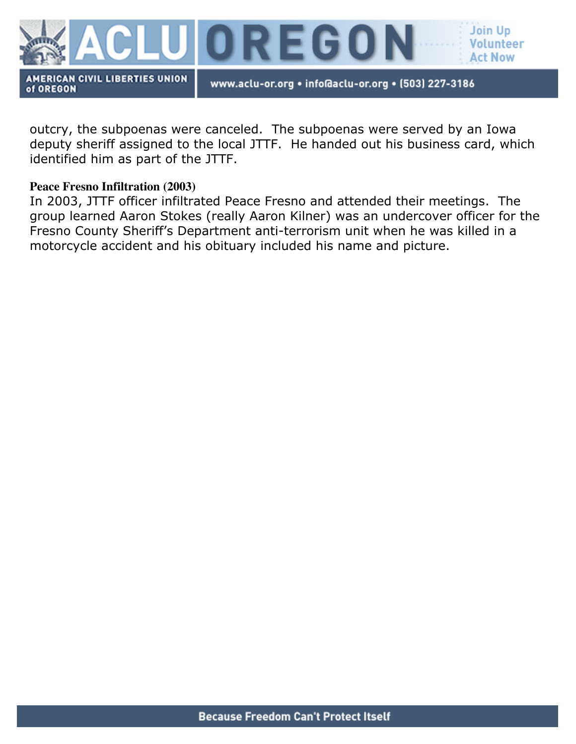outcry, the subpoenas were canceled. The subpoenas were served by an Iowa deputy sheriff assigned to the local JTTF. He handed out his business card, which identified him as part of the JTTF.

**Peace Fresno Infiltration (2003)**

In 2003, JTTF officer infiltrated Peace Fresno and attended their meetings. The group learned Aaron Stokes (really Aaron Kilner) was an undercover officer for the Fresno County Sheriff's Department anti-terrorism unit when he was killed in a motorcycle accident and his obituary included his name and picture.